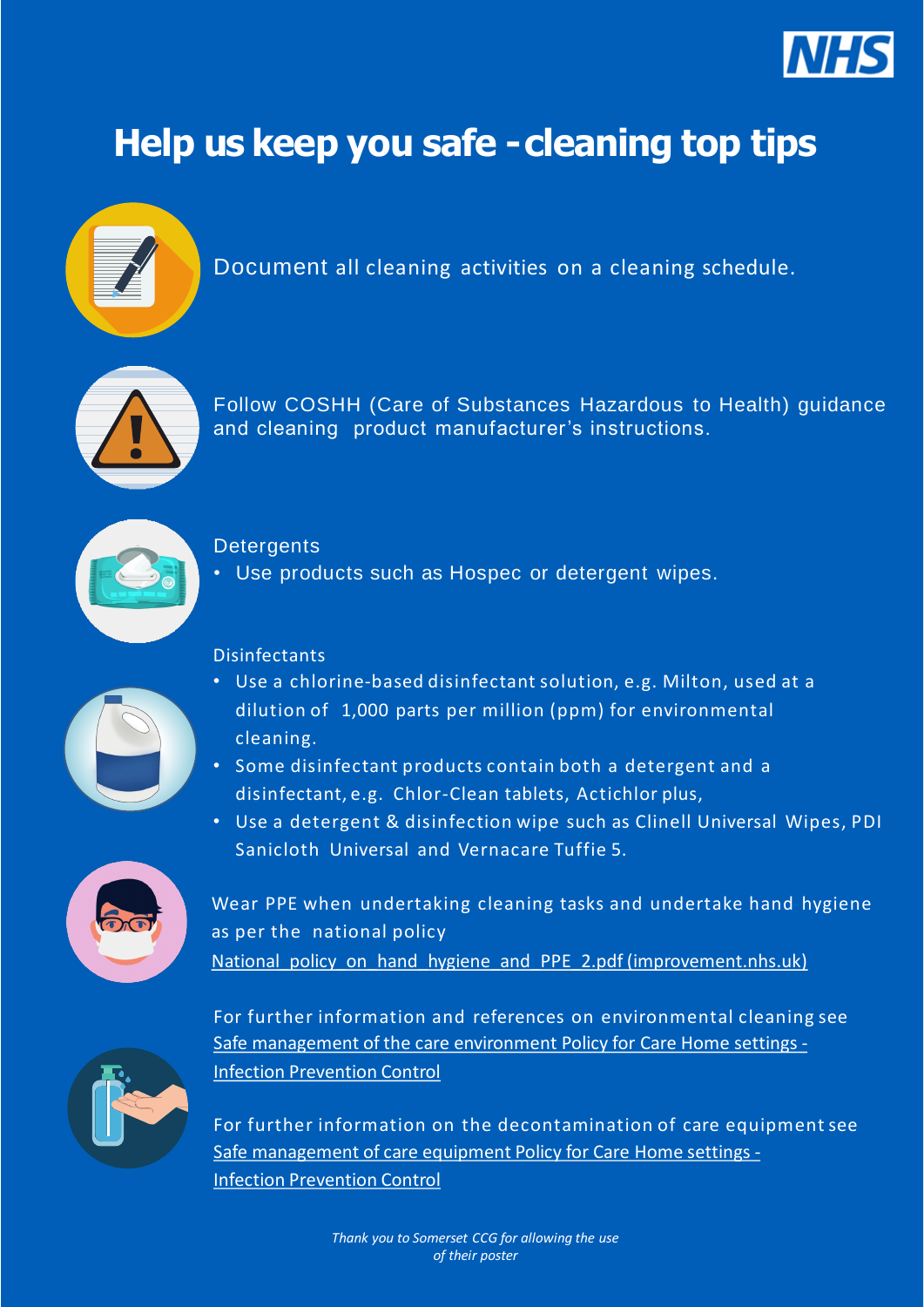# Help us keep you safe - cleaning top tips

Document all cleaning activities on a cleaning schedule.

Follow COSHH (Care of Substances Hazardous to Health) guidance and cleaning product manufacturer's instructions.

Detergents

- Use products such as Hospec or detergent wipes.

Disinfectants

- Use a chlorine-based disinfectant solution, e.g. Milton, used at a dilution of 1,000 parts per million (ppm) for environmental cleaning.
- Some disinfectant products contain both a detergent and a disinfectant, e.g. Chlor-Clean tablets, Actichlor plus,
- Use a detergent & disinfection wipe such as Clinell Universal Wipes, PDI Sanicloth Universal and Vernacare Tuffie 5.

Wear PPE when undertaking cleaning tasks and undertake hand hygiene as per the national policy
National_policy_on_hand_hygiene_and_PPE_2.pdf (improvement.nhs.uk)

For further information and references on environmental cleaning see Safe management of the care environment Policy for Care Home settings - Infection Prevention Control

For further information on the decontamination of care equipment see Safe management of care equipment Policy for Care Home settings - Infection Prevention Control

*Thank you to Somerset CCG for allowing the use of their poster*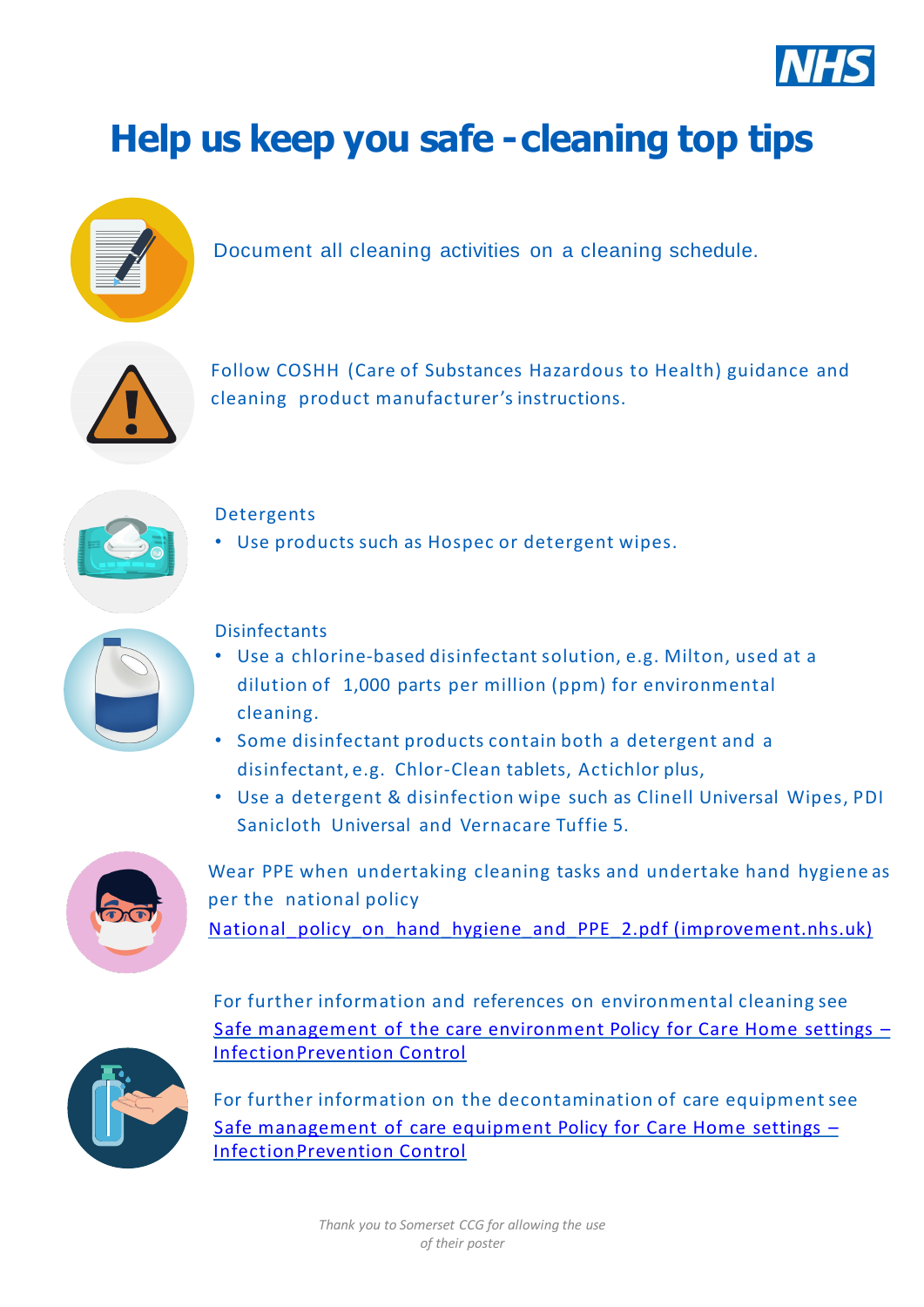# Help us keep you safe - cleaning top tips

Document all cleaning activities on a cleaning schedule.

Follow COSHH (Care of Substances Hazardous to Health) guidance and cleaning product manufacturer's instructions.

Detergents

- Use products such as Hospec or detergent wipes.

Disinfectants

- Use a chlorine-based disinfectant solution, e.g. Milton, used at a dilution of 1,000 parts per million (ppm) for environmental cleaning.
- Some disinfectant products contain both a detergent and a disinfectant, e.g. Chlor-Clean tablets, Actichlor plus,
- Use a detergent & disinfection wipe such as Clinell Universal Wipes, PDI Sanicloth Universal and Vernacare Tuffie 5.

Wear PPE when undertaking cleaning tasks and undertake hand hygiene as per the national policy
National_policy_on_hand_hygiene_and_PPE_2.pdf (improvement.nhs.uk)

For further information and references on environmental cleaning see
Safe management of the care environment Policy for Care Home settings – Infection Prevention Control

For further information on the decontamination of care equipment see
Safe management of care equipment Policy for Care Home settings – Infection Prevention Control

*Thank you to Somerset CCG for allowing the use of their poster*